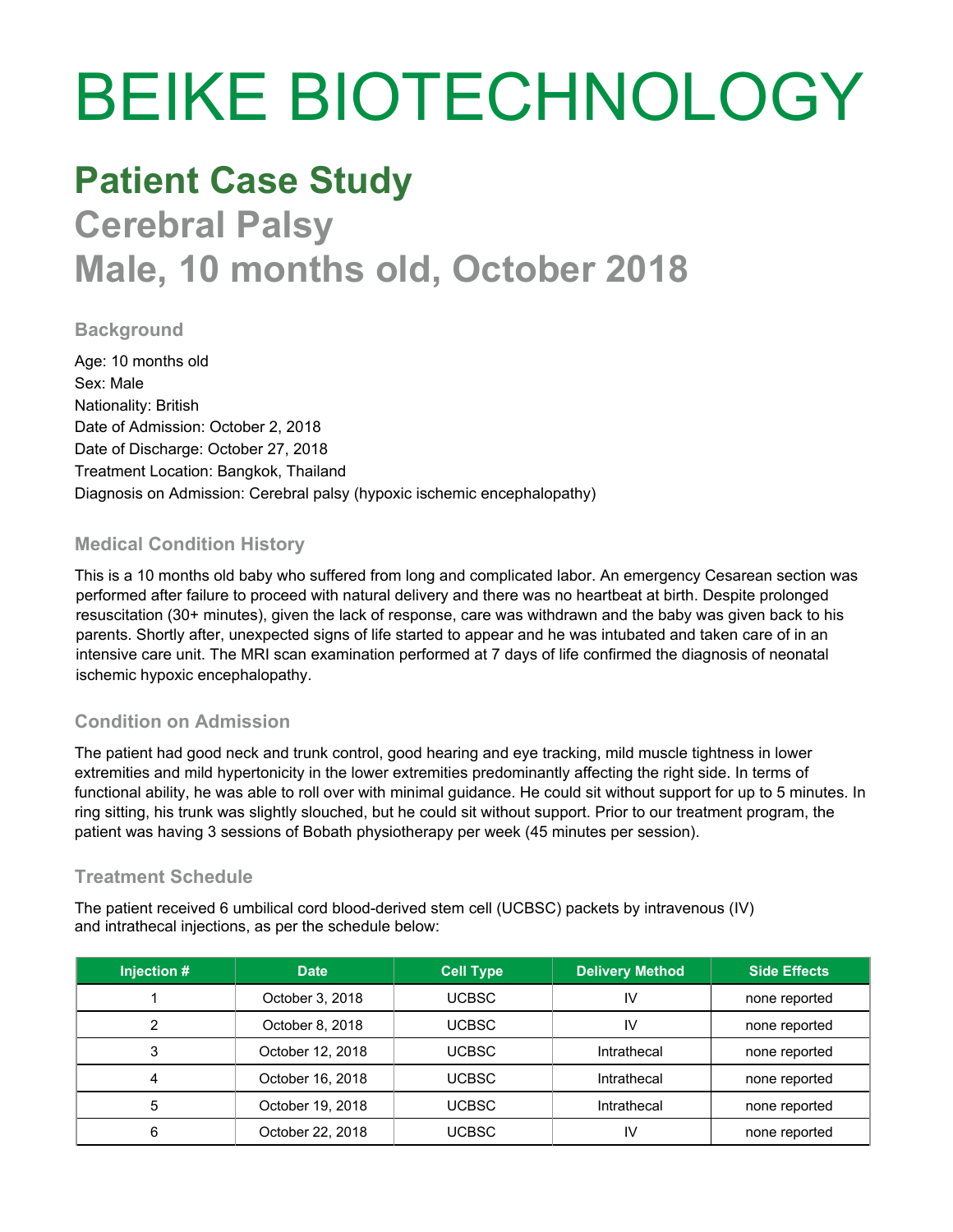# BEIKE BIOTECHNOLOGY

## Patient Case Study

## Cerebral Palsy

## Male, 10 months old, October 2018

### Background

Age: 10 months old
Sex: Male
Nationality: British
Date of Admission: October 2, 2018
Date of Discharge: October 27, 2018
Treatment Location: Bangkok, Thailand
Diagnosis on Admission: Cerebral palsy (hypoxic ischemic encephalopathy)

### Medical Condition History

This is a 10 months old baby who suffered from long and complicated labor. An emergency Cesarean section was performed after failure to proceed with natural delivery and there was no heartbeat at birth. Despite prolonged resuscitation (30+ minutes), given the lack of response, care was withdrawn and the baby was given back to his parents. Shortly after, unexpected signs of life started to appear and he was intubated and taken care of in an intensive care unit. The MRI scan examination performed at 7 days of life confirmed the diagnosis of neonatal ischemic hypoxic encephalopathy.

### Condition on Admission

The patient had good neck and trunk control, good hearing and eye tracking, mild muscle tightness in lower extremities and mild hypertonicity in the lower extremities predominantly affecting the right side. In terms of functional ability, he was able to roll over with minimal guidance. He could sit without support for up to 5 minutes. In ring sitting, his trunk was slightly slouched, but he could sit without support. Prior to our treatment program, the patient was having 3 sessions of Bobath physiotherapy per week (45 minutes per session).

### Treatment Schedule

The patient received 6 umbilical cord blood-derived stem cell (UCBSC) packets by intravenous (IV) and intrathecal injections, as per the schedule below:

| Injection # | Date | Cell Type | Delivery Method | Side Effects |
|---|---|---|---|---|
| 1 | October 3, 2018 | UCBSC | IV | none reported |
| 2 | October 8, 2018 | UCBSC | IV | none reported |
| 3 | October 12, 2018 | UCBSC | Intrathecal | none reported |
| 4 | October 16, 2018 | UCBSC | Intrathecal | none reported |
| 5 | October 19, 2018 | UCBSC | Intrathecal | none reported |
| 6 | October 22, 2018 | UCBSC | IV | none reported |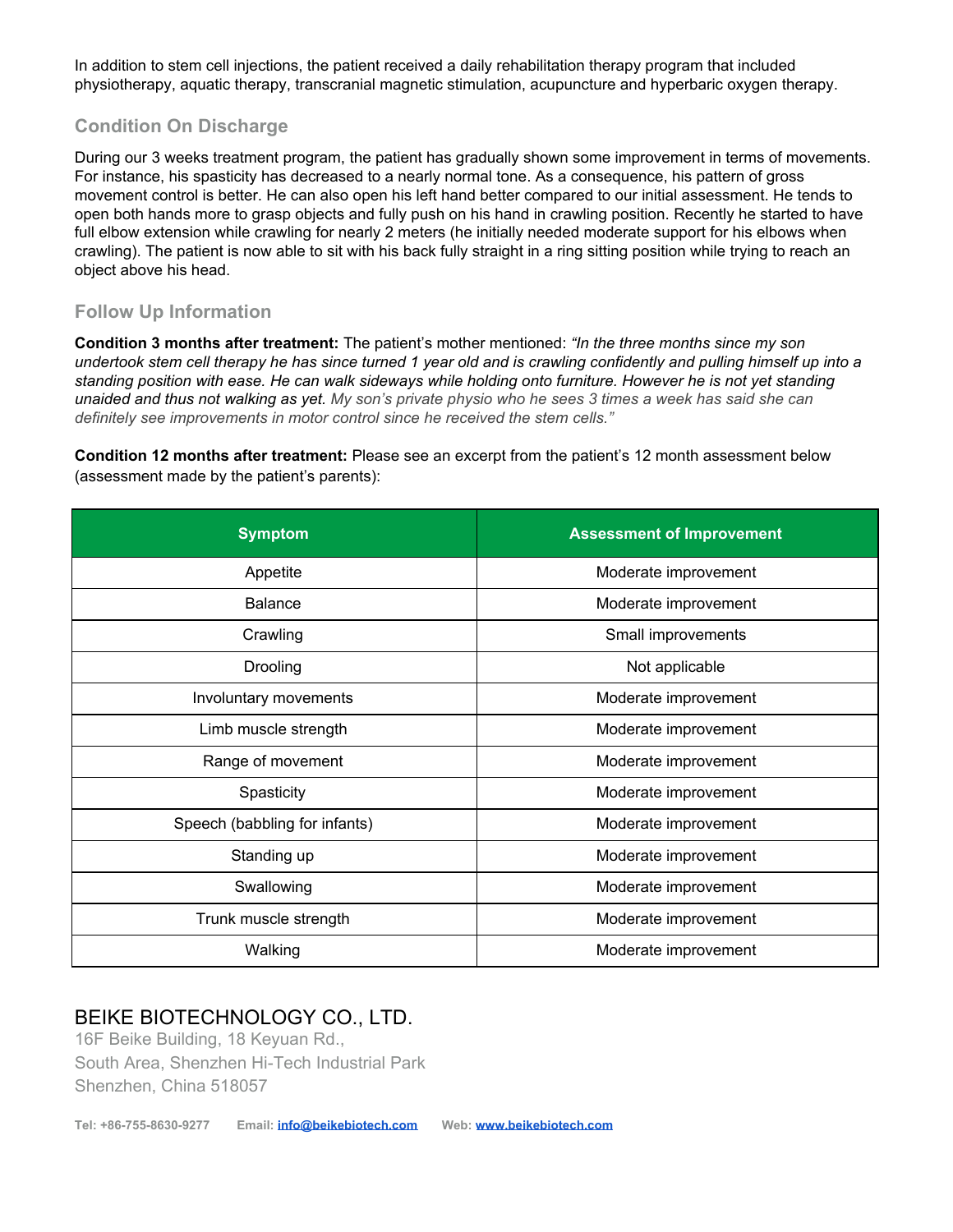In addition to stem cell injections, the patient received a daily rehabilitation therapy program that included physiotherapy, aquatic therapy, transcranial magnetic stimulation, acupuncture and hyperbaric oxygen therapy.

## Condition On Discharge

During our 3 weeks treatment program, the patient has gradually shown some improvement in terms of movements. For instance, his spasticity has decreased to a nearly normal tone. As a consequence, his pattern of gross movement control is better. He can also open his left hand better compared to our initial assessment. He tends to open both hands more to grasp objects and fully push on his hand in crawling position. Recently he started to have full elbow extension while crawling for nearly 2 meters (he initially needed moderate support for his elbows when crawling). The patient is now able to sit with his back fully straight in a ring sitting position while trying to reach an object above his head.

## Follow Up Information

**Condition 3 months after treatment:** The patient's mother mentioned: *"In the three months since my son undertook stem cell therapy he has since turned 1 year old and is crawling confidently and pulling himself up into a standing position with ease. He can walk sideways while holding onto furniture. However he is not yet standing unaided and thus not walking as yet. My son's private physio who he sees 3 times a week has said she can definitely see improvements in motor control since he received the stem cells."*

**Condition 12 months after treatment:** Please see an excerpt from the patient's 12 month assessment below (assessment made by the patient's parents):

| Symptom | Assessment of Improvement |
|---|---|
| Appetite | Moderate improvement |
| Balance | Moderate improvement |
| Crawling | Small improvements |
| Drooling | Not applicable |
| Involuntary movements | Moderate improvement |
| Limb muscle strength | Moderate improvement |
| Range of movement | Moderate improvement |
| Spasticity | Moderate improvement |
| Speech (babbling for infants) | Moderate improvement |
| Standing up | Moderate improvement |
| Swallowing | Moderate improvement |
| Trunk muscle strength | Moderate improvement |
| Walking | Moderate improvement |

BEIKE BIOTECHNOLOGY CO., LTD.
16F Beike Building, 18 Keyuan Rd.,
South Area, Shenzhen Hi-Tech Industrial Park
Shenzhen, China 518057

**Tel:** +86-755-8630-9277 **Email:** info@beikebiotech.com **Web:** www.beikebiotech.com